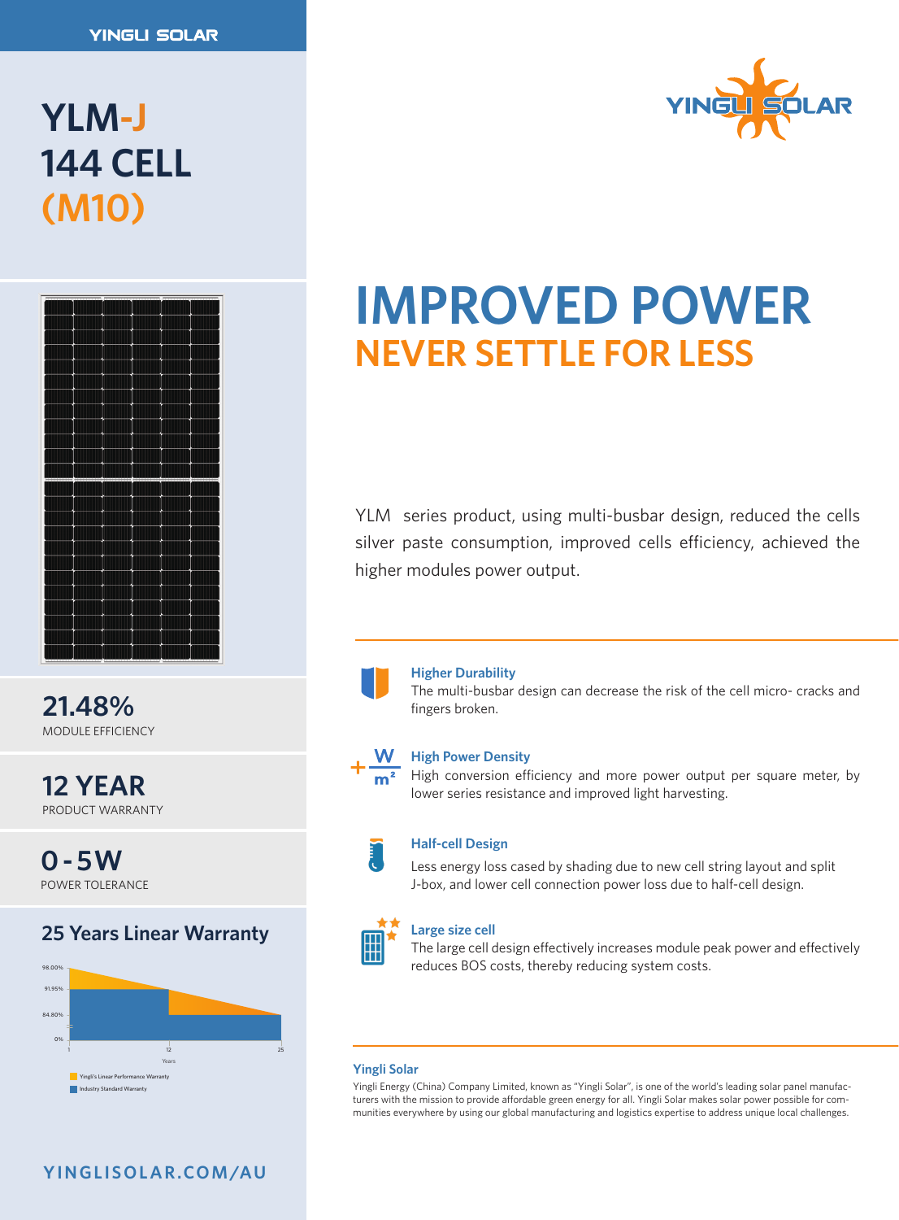YINGLI SOLAR

# YLM-J 144 CELL (M10)

YINGLI SOLAR

# IMPROVED POWER

## NEVER SETTLE FOR LESS

YLM  series product, using multi-busbar design, reduced the cells silver paste consumption, improved cells efficiency, achieved the higher modules power output.

**21.48%**
MODULE EFFICIENCY

**12 YEAR**
PRODUCT WARRANTY

**0-5W**
POWER TOLERANCE

### 25 Years Linear Warranty

98.00%
91.95%
84.80%
0%
1
12
25
Years

Yingli's Linear Performance Warranty
Industry Standard Warranty

### Higher Durability

The multi-busbar design can decrease the risk of the cell micro- cracks and fingers broken.

### High Power Density

High conversion efficiency and more power output per square meter, by lower series resistance and improved light harvesting.

### Half-cell Design

Less energy loss cased by shading due to new cell string layout and split J-box, and lower cell connection power loss due to half-cell design.

### Large size cell

The large cell design effectively increases module peak power and effectively reduces BOS costs, thereby reducing system costs.

### Yingli Solar

Yingli Energy (China) Company Limited, known as "Yingli Solar", is one of the world's leading solar panel manufacturers with the mission to provide affordable green energy for all. Yingli Solar makes solar power possible for communities everywhere by using our global manufacturing and logistics expertise to address unique local challenges.

YINGLISOLAR.COM/AU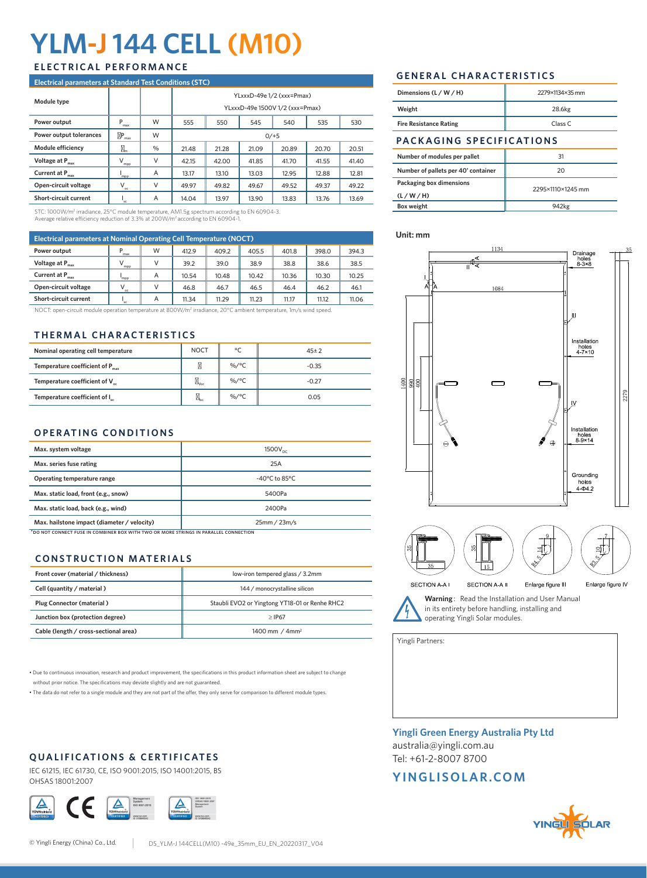# YLM-J 144 CELL (M10)

## ELECTRICAL PERFORMANCE

| Electrical parameters at Standard Test Conditions (STC) | | | | | | | | |
|---|---|---|---|---|---|---|---|---|
| Module type | | | YLxxxD-49e 1/2 (xxx=Pmax) YLxxxD-49e 1500V 1/2 (xxx=Pmax) | | | | | |
| Power output | $P_{max}$ | W | 555 | 550 | 545 | 540 | 535 | 530 |
| Power output tolerances | $\Delta P_{max}$ | W | 0/+5 | | | | | |
| Module efficiency | $\eta_m$ | % | 21.48 | 21.28 | 21.09 | 20.89 | 20.70 | 20.51 |
| Voltage at $P_{max}$ | $V_{mpp}$ | V | 42.15 | 42.00 | 41.85 | 41.70 | 41.55 | 41.40 |
| Current at $P_{max}$ | $I_{mpp}$ | A | 13.17 | 13.10 | 13.03 | 12.95 | 12.88 | 12.81 |
| Open-circuit voltage | $V_{oc}$ | V | 49.97 | 49.82 | 49.67 | 49.52 | 49.37 | 49.22 |
| Short-circuit current | $I_{sc}$ | A | 14.04 | 13.97 | 13.90 | 13.83 | 13.76 | 13.69 |

STC: 1000W/m² irradiance, 25°C module temperature, AM1.5g spectrum according to EN 60904-3.
Average relative efficiency reduction of 3.3% at 200W/m² according to EN 60904-1.

| Electrical parameters at Nominal Operating Cell Temperature (NOCT) | | | | | | | | |
|---|---|---|---|---|---|---|---|---|
| Power output | $P_{max}$ | W | 412.9 | 409.2 | 405.5 | 401.8 | 398.0 | 394.3 |
| Voltage at $P_{max}$ | $V_{mpp}$ | V | 39.2 | 39.0 | 38.9 | 38.8 | 38.6 | 38.5 |
| Current at $P_{max}$ | $I_{mpp}$ | A | 10.54 | 10.48 | 10.42 | 10.36 | 10.30 | 10.25 |
| Open-circuit voltage | $V_{oc}$ | V | 46.8 | 46.7 | 46.5 | 46.4 | 46.2 | 46.1 |
| Short-circuit current | $I_{sc}$ | A | 11.34 | 11.29 | 11.23 | 11.17 | 11.12 | 11.06 |

NOCT: open-circuit module operation temperature at 800W/m² irradiance, 20°C ambient temperature, 1m/s wind speed.

## THERMAL CHARACTERISTICS

| | | | |
|---|---|---|---|
| Nominal operating cell temperature | NOCT | °C | 45± 2 |
| Temperature coefficient of $P_{max}$ | $\gamma$ | %/°C | -0.35 |
| Temperature coefficient of $V_{oc}$ | $\beta_{Voc}$ | %/°C | -0.27 |
| Temperature coefficient of $I_{sc}$ | $\alpha_{Isc}$ | %/°C | 0.05 |

## OPERATING CONDITIONS

| | |
|---|---|
| Max. system voltage | $1500V_{DC}$ |
| Max. series fuse rating | 25A |
| Operating temperature range | -40°C to 85°C |
| Max. static load, front (e.g., snow) | 5400Pa |
| Max. static load, back (e.g., wind) | 2400Pa |
| Max. hailstone impact (diameter / velocity) | 25mm / 23m/s |

*DO NOT CONNECT FUSE IN COMBINER BOX WITH TWO OR MORE STRINGS IN PARALLEL CONNECTION

## CONSTRUCTION MATERIALS

| | |
|---|---|
| Front cover (material / thickness) | low-iron tempered glass / 3.2mm |
| Cell (quantity / material ) | 144 / monocrystalline silicon |
| Plug Connector (material ) | Staubli EVO2 or Yingtong YT18-01 or Renhe RHC2 |
| Junction box (protection degree) | ≥ IP67 |
| Cable (length / cross-sectional area) | 1400 mm / 4mm² |

- Due to continuous innovation, research and product improvement, the specifications in this product information sheet are subject to change without prior notice. The specifications may deviate slightly and are not guaranteed.
- The data do not refer to a single module and they are not part of the offer, they only serve for comparison to different module types.

## GENERAL CHARACTERISTICS

| | |
|---|---|
| Dimensions (L / W / H) | 2279×1134×35 mm |
| Weight | 28.6kg |
| Fire Resistance Rating | Class C |

## PACKAGING SPECIFICATIONS

| | |
|---|---|
| Number of modules per pallet | 31 |
| Number of pallets per 40' container | 20 |
| Packaging box dimensions (L / W / H) | 2295×1110×1245 mm |
| Box weight | 942kg |

Unit: mm

1134
1084
35
2279
1400
990
400
Drainage holes 8-3×8
Installation holes 4-7×10
Installation holes 8-9×14
Grounding holes 4-Φ4.2
I
II
III
IV
A A

SECTION A-A I
SECTION A-A II
Enlarge figure III
Enlarge figure IV

**Warning**: Read the Installation and User Manual in its entirety before handling, installing and operating Yingli Solar modules.

Yingli Partners:

## QUALIFICATIONS & CERTIFICATES

IEC 61215, IEC 61730, CE, ISO 9001:2015, ISO 14001:2015, BS OHSAS 18001:2007

**Yingli Green Energy Australia Pty Ltd**
australia@yingli.com.au
Tel: +61-2-8007 8700

**YINGLISOLAR.COM**

© Yingli Energy (China) Co., Ltd. DS_YLM-J 144CELL(M10) -49e_35mm_EU_EN_20220317_V04